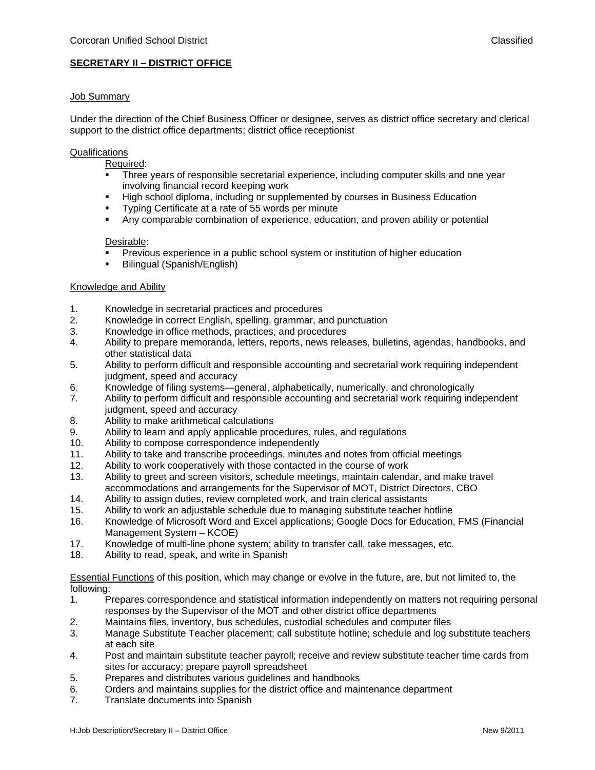Corcoran Unified School District — Classified

## SECRETARY II – DISTRICT OFFICE

### Job Summary

Under the direction of the Chief Business Officer or designee, serves as district office secretary and clerical support to the district office departments; district office receptionist

### Qualifications

Required:

- Three years of responsible secretarial experience, including computer skills and one year involving financial record keeping work
- High school diploma, including or supplemented by courses in Business Education
- Typing Certificate at a rate of 55 words per minute
- Any comparable combination of experience, education, and proven ability or potential

Desirable:

- Previous experience in a public school system or institution of higher education
- Bilingual (Spanish/English)

### Knowledge and Ability

1. Knowledge in secretarial practices and procedures
2. Knowledge in correct English, spelling, grammar, and punctuation
3. Knowledge in office methods, practices, and procedures
4. Ability to prepare memoranda, letters, reports, news releases, bulletins, agendas, handbooks, and other statistical data
5. Ability to perform difficult and responsible accounting and secretarial work requiring independent judgment, speed and accuracy
6. Knowledge of filing systems—general, alphabetically, numerically, and chronologically
7. Ability to perform difficult and responsible accounting and secretarial work requiring independent judgment, speed and accuracy
8. Ability to make arithmetical calculations
9. Ability to learn and apply applicable procedures, rules, and regulations
10. Ability to compose correspondence independently
11. Ability to take and transcribe proceedings, minutes and notes from official meetings
12. Ability to work cooperatively with those contacted in the course of work
13. Ability to greet and screen visitors, schedule meetings, maintain calendar, and make travel accommodations and arrangements for the Supervisor of MOT, District Directors, CBO
14. Ability to assign duties, review completed work, and train clerical assistants
15. Ability to work an adjustable schedule due to managing substitute teacher hotline
16. Knowledge of Microsoft Word and Excel applications; Google Docs for Education, FMS (Financial Management System – KCOE)
17. Knowledge of multi-line phone system; ability to transfer call, take messages, etc.
18. Ability to read, speak, and write in Spanish

Essential Functions of this position, which may change or evolve in the future, are, but not limited to, the following:

1. Prepares correspondence and statistical information independently on matters not requiring personal responses by the Supervisor of the MOT and other district office departments
2. Maintains files, inventory, bus schedules, custodial schedules and computer files
3. Manage Substitute Teacher placement; call substitute hotline; schedule and log substitute teachers at each site
4. Post and maintain substitute teacher payroll; receive and review substitute teacher time cards from sites for accuracy; prepare payroll spreadsheet
5. Prepares and distributes various guidelines and handbooks
6. Orders and maintains supplies for the district office and maintenance department
7. Translate documents into Spanish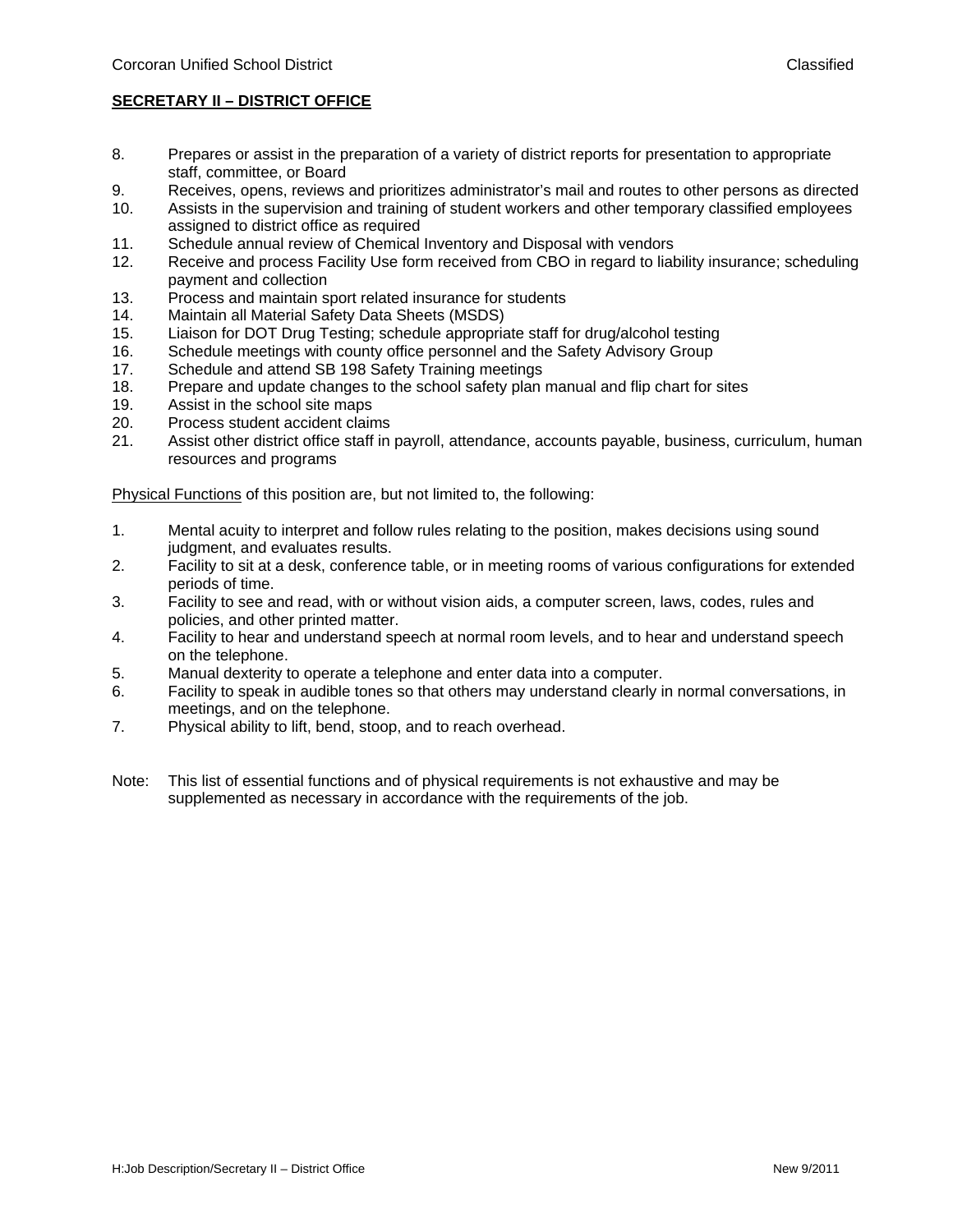**SECRETARY II – DISTRICT OFFICE**

8. Prepares or assist in the preparation of a variety of district reports for presentation to appropriate staff, committee, or Board
9. Receives, opens, reviews and prioritizes administrator's mail and routes to other persons as directed
10. Assists in the supervision and training of student workers and other temporary classified employees assigned to district office as required
11. Schedule annual review of Chemical Inventory and Disposal with vendors
12. Receive and process Facility Use form received from CBO in regard to liability insurance; scheduling payment and collection
13. Process and maintain sport related insurance for students
14. Maintain all Material Safety Data Sheets (MSDS)
15. Liaison for DOT Drug Testing; schedule appropriate staff for drug/alcohol testing
16. Schedule meetings with county office personnel and the Safety Advisory Group
17. Schedule and attend SB 198 Safety Training meetings
18. Prepare and update changes to the school safety plan manual and flip chart for sites
19. Assist in the school site maps
20. Process student accident claims
21. Assist other district office staff in payroll, attendance, accounts payable, business, curriculum, human resources and programs

Physical Functions of this position are, but not limited to, the following:

1. Mental acuity to interpret and follow rules relating to the position, makes decisions using sound judgment, and evaluates results.
2. Facility to sit at a desk, conference table, or in meeting rooms of various configurations for extended periods of time.
3. Facility to see and read, with or without vision aids, a computer screen, laws, codes, rules and policies, and other printed matter.
4. Facility to hear and understand speech at normal room levels, and to hear and understand speech on the telephone.
5. Manual dexterity to operate a telephone and enter data into a computer.
6. Facility to speak in audible tones so that others may understand clearly in normal conversations, in meetings, and on the telephone.
7. Physical ability to lift, bend, stoop, and to reach overhead.

Note: This list of essential functions and of physical requirements is not exhaustive and may be supplemented as necessary in accordance with the requirements of the job.